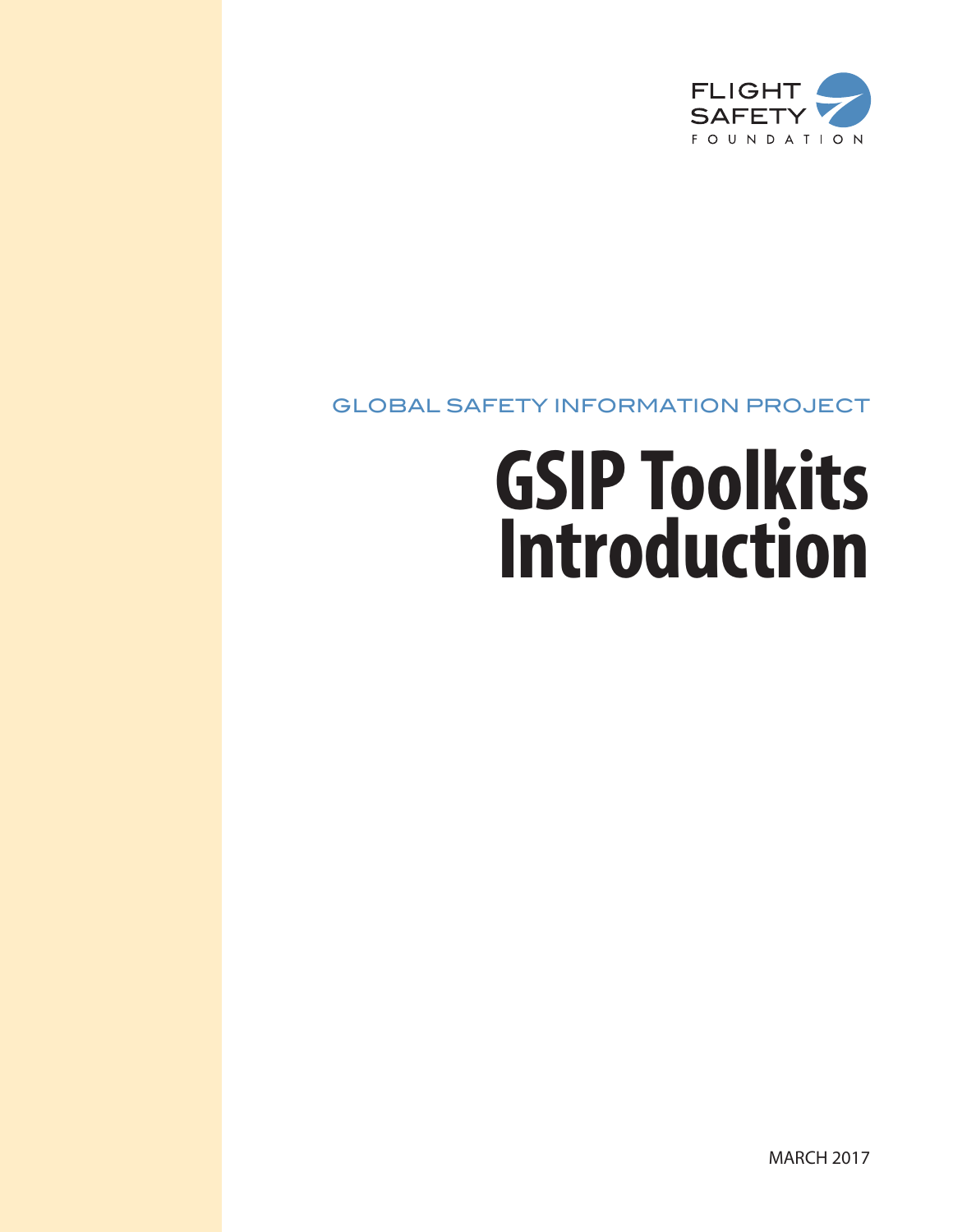FLIGHT SAFETY FOUNDATION

GLOBAL SAFETY INFORMATION PROJECT

# GSIP Toolkits Introduction

MARCH 2017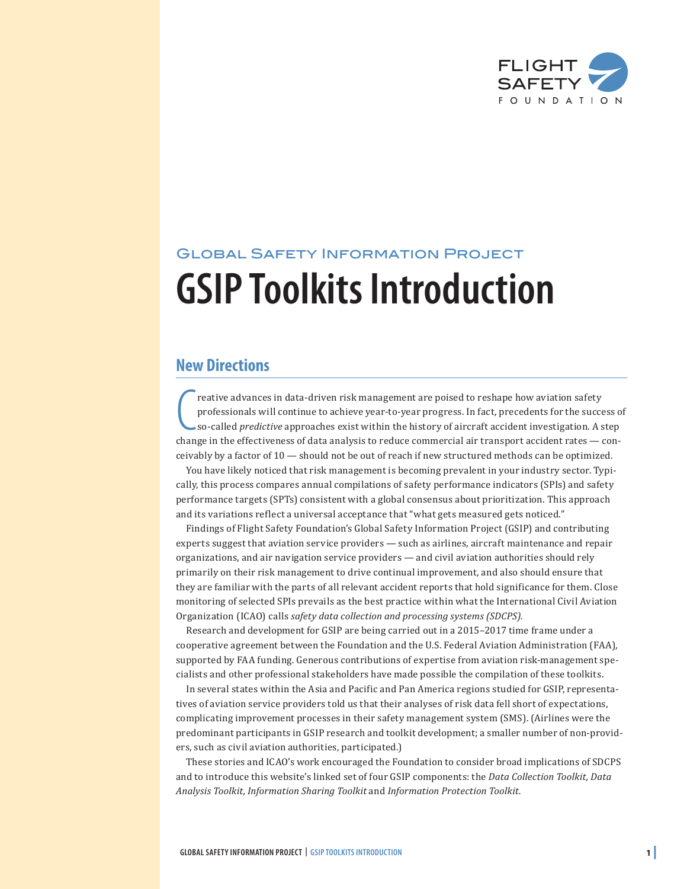Global Safety Information Project

# GSIP Toolkits Introduction

## New Directions

Creative advances in data-driven risk management are poised to reshape how aviation safety professionals will continue to achieve year-to-year progress. In fact, precedents for the success of so-called *predictive* approaches exist within the history of aircraft accident investigation. A step change in the effectiveness of data analysis to reduce commercial air transport accident rates — conceivably by a factor of 10 — should not be out of reach if new structured methods can be optimized.

You have likely noticed that risk management is becoming prevalent in your industry sector. Typically, this process compares annual compilations of safety performance indicators (SPIs) and safety performance targets (SPTs) consistent with a global consensus about prioritization. This approach and its variations reflect a universal acceptance that "what gets measured gets noticed."

Findings of Flight Safety Foundation's Global Safety Information Project (GSIP) and contributing experts suggest that aviation service providers — such as airlines, aircraft maintenance and repair organizations, and air navigation service providers — and civil aviation authorities should rely primarily on their risk management to drive continual improvement, and also should ensure that they are familiar with the parts of all relevant accident reports that hold significance for them. Close monitoring of selected SPIs prevails as the best practice within what the International Civil Aviation Organization (ICAO) calls *safety data collection and processing systems (SDCPS)*.

Research and development for GSIP are being carried out in a 2015–2017 time frame under a cooperative agreement between the Foundation and the U.S. Federal Aviation Administration (FAA), supported by FAA funding. Generous contributions of expertise from aviation risk-management specialists and other professional stakeholders have made possible the compilation of these toolkits.

In several states within the Asia and Pacific and Pan America regions studied for GSIP, representatives of aviation service providers told us that their analyses of risk data fell short of expectations, complicating improvement processes in their safety management system (SMS). (Airlines were the predominant participants in GSIP research and toolkit development; a smaller number of non-providers, such as civil aviation authorities, participated.)

These stories and ICAO's work encouraged the Foundation to consider broad implications of SDCPS and to introduce this website's linked set of four GSIP components: the *Data Collection Toolkit, Data Analysis Toolkit, Information Sharing Toolkit* and *Information Protection Toolkit.*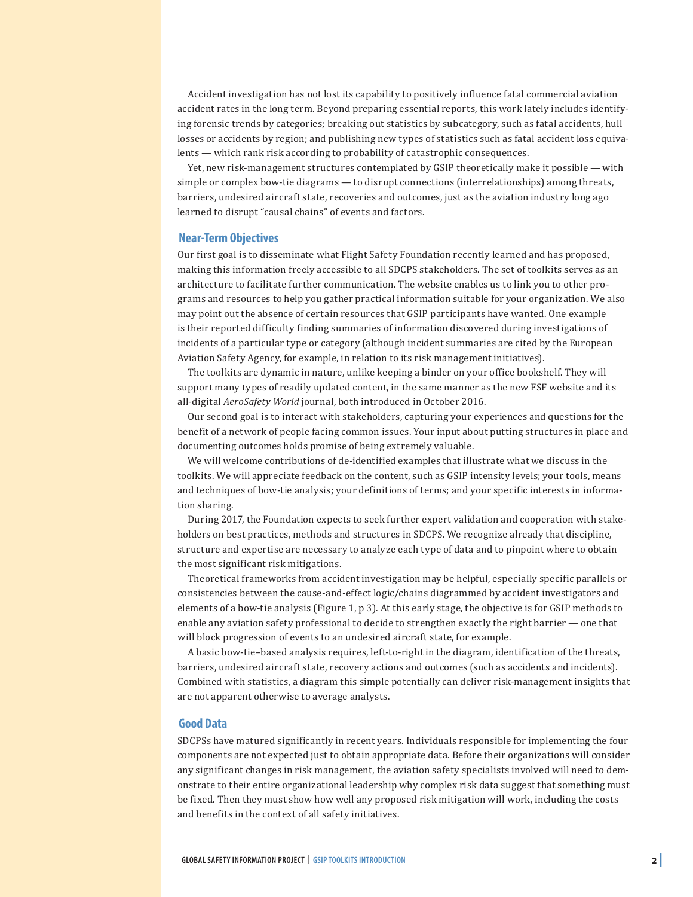Accident investigation has not lost its capability to positively influence fatal commercial aviation accident rates in the long term. Beyond preparing essential reports, this work lately includes identifying forensic trends by categories; breaking out statistics by subcategory, such as fatal accidents, hull losses or accidents by region; and publishing new types of statistics such as fatal accident loss equivalents — which rank risk according to probability of catastrophic consequences.

Yet, new risk-management structures contemplated by GSIP theoretically make it possible — with simple or complex bow-tie diagrams — to disrupt connections (interrelationships) among threats, barriers, undesired aircraft state, recoveries and outcomes, just as the aviation industry long ago learned to disrupt "causal chains" of events and factors.

## Near-Term Objectives

Our first goal is to disseminate what Flight Safety Foundation recently learned and has proposed, making this information freely accessible to all SDCPS stakeholders. The set of toolkits serves as an architecture to facilitate further communication. The website enables us to link you to other programs and resources to help you gather practical information suitable for your organization. We also may point out the absence of certain resources that GSIP participants have wanted. One example is their reported difficulty finding summaries of information discovered during investigations of incidents of a particular type or category (although incident summaries are cited by the European Aviation Safety Agency, for example, in relation to its risk management initiatives).

The toolkits are dynamic in nature, unlike keeping a binder on your office bookshelf. They will support many types of readily updated content, in the same manner as the new FSF website and its all-digital *AeroSafety World* journal, both introduced in October 2016.

Our second goal is to interact with stakeholders, capturing your experiences and questions for the benefit of a network of people facing common issues. Your input about putting structures in place and documenting outcomes holds promise of being extremely valuable.

We will welcome contributions of de-identified examples that illustrate what we discuss in the toolkits. We will appreciate feedback on the content, such as GSIP intensity levels; your tools, means and techniques of bow-tie analysis; your definitions of terms; and your specific interests in information sharing.

During 2017, the Foundation expects to seek further expert validation and cooperation with stakeholders on best practices, methods and structures in SDCPS. We recognize already that discipline, structure and expertise are necessary to analyze each type of data and to pinpoint where to obtain the most significant risk mitigations.

Theoretical frameworks from accident investigation may be helpful, especially specific parallels or consistencies between the cause-and-effect logic/chains diagrammed by accident investigators and elements of a bow-tie analysis (Figure 1, p 3). At this early stage, the objective is for GSIP methods to enable any aviation safety professional to decide to strengthen exactly the right barrier — one that will block progression of events to an undesired aircraft state, for example.

A basic bow-tie–based analysis requires, left-to-right in the diagram, identification of the threats, barriers, undesired aircraft state, recovery actions and outcomes (such as accidents and incidents). Combined with statistics, a diagram this simple potentially can deliver risk-management insights that are not apparent otherwise to average analysts.

## Good Data

SDCPSs have matured significantly in recent years. Individuals responsible for implementing the four components are not expected just to obtain appropriate data. Before their organizations will consider any significant changes in risk management, the aviation safety specialists involved will need to demonstrate to their entire organizational leadership why complex risk data suggest that something must be fixed. Then they must show how well any proposed risk mitigation will work, including the costs and benefits in the context of all safety initiatives.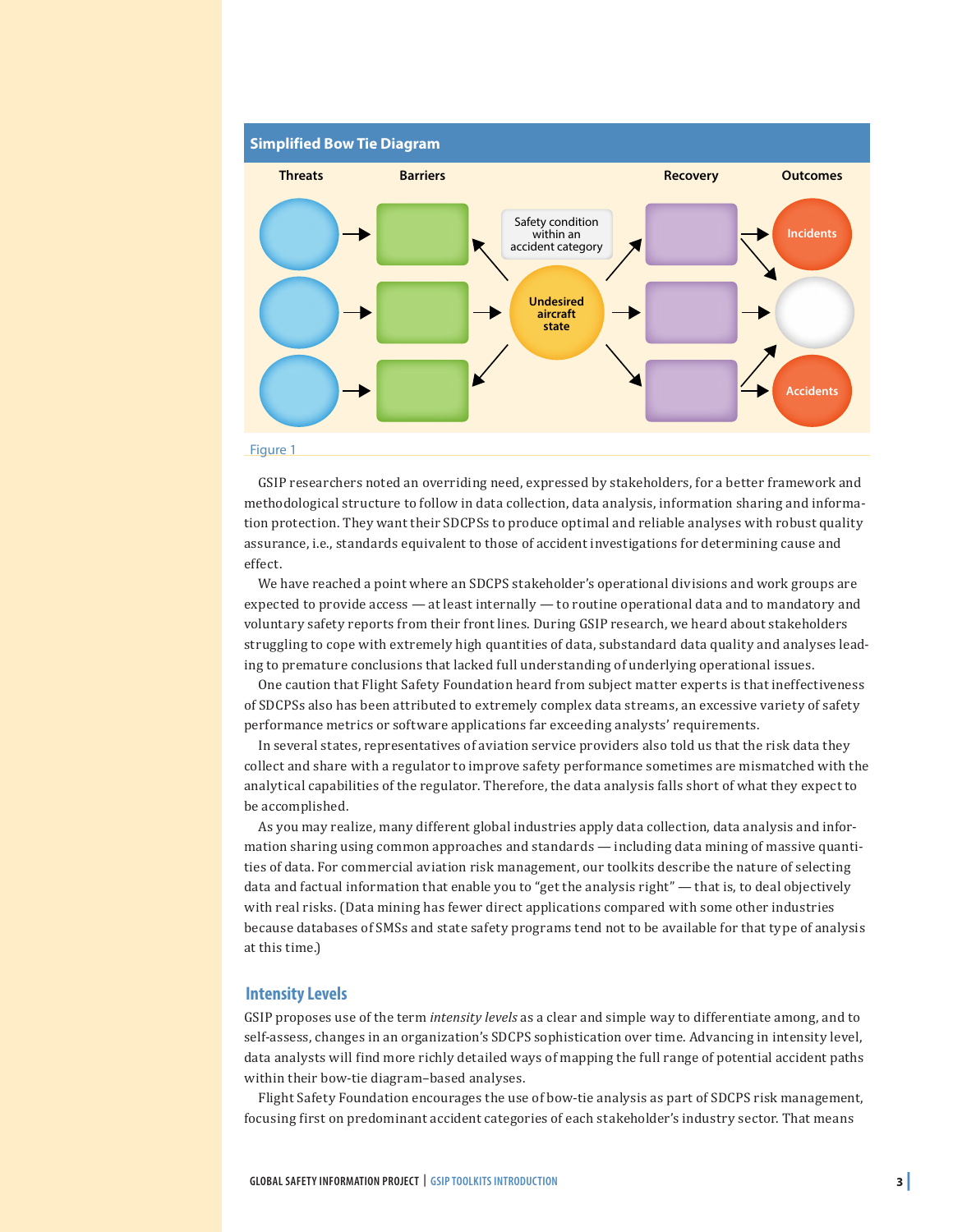### Simplified Bow Tie Diagram

| Threats | Barriers | | Recovery | Outcomes |
|---|---|---|---|---|
| | | Safety condition within an accident category | | Incidents |
| | | Undesired aircraft state | | |
| | | | | Accidents |

Figure 1

GSIP researchers noted an overriding need, expressed by stakeholders, for a better framework and methodological structure to follow in data collection, data analysis, information sharing and information protection. They want their SDCPSs to produce optimal and reliable analyses with robust quality assurance, i.e., standards equivalent to those of accident investigations for determining cause and effect.

We have reached a point where an SDCPS stakeholder's operational divisions and work groups are expected to provide access — at least internally — to routine operational data and to mandatory and voluntary safety reports from their front lines. During GSIP research, we heard about stakeholders struggling to cope with extremely high quantities of data, substandard data quality and analyses leading to premature conclusions that lacked full understanding of underlying operational issues.

One caution that Flight Safety Foundation heard from subject matter experts is that ineffectiveness of SDCPSs also has been attributed to extremely complex data streams, an excessive variety of safety performance metrics or software applications far exceeding analysts' requirements.

In several states, representatives of aviation service providers also told us that the risk data they collect and share with a regulator to improve safety performance sometimes are mismatched with the analytical capabilities of the regulator. Therefore, the data analysis falls short of what they expect to be accomplished.

As you may realize, many different global industries apply data collection, data analysis and information sharing using common approaches and standards — including data mining of massive quantities of data. For commercial aviation risk management, our toolkits describe the nature of selecting data and factual information that enable you to "get the analysis right" — that is, to deal objectively with real risks. (Data mining has fewer direct applications compared with some other industries because databases of SMSs and state safety programs tend not to be available for that type of analysis at this time.)

## Intensity Levels

GSIP proposes use of the term *intensity levels* as a clear and simple way to differentiate among, and to self-assess, changes in an organization's SDCPS sophistication over time. Advancing in intensity level, data analysts will find more richly detailed ways of mapping the full range of potential accident paths within their bow-tie diagram–based analyses.

Flight Safety Foundation encourages the use of bow-tie analysis as part of SDCPS risk management, focusing first on predominant accident categories of each stakeholder's industry sector. That means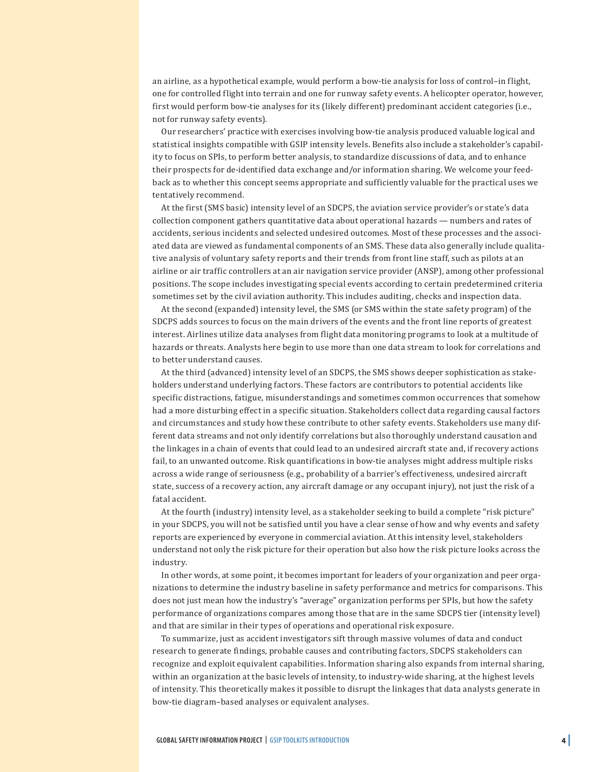an airline, as a hypothetical example, would perform a bow-tie analysis for loss of control–in flight, one for controlled flight into terrain and one for runway safety events. A helicopter operator, however, first would perform bow-tie analyses for its (likely different) predominant accident categories (i.e., not for runway safety events).

Our researchers' practice with exercises involving bow-tie analysis produced valuable logical and statistical insights compatible with GSIP intensity levels. Benefits also include a stakeholder's capability to focus on SPIs, to perform better analysis, to standardize discussions of data, and to enhance their prospects for de-identified data exchange and/or information sharing. We welcome your feedback as to whether this concept seems appropriate and sufficiently valuable for the practical uses we tentatively recommend.

At the first (SMS basic) intensity level of an SDCPS, the aviation service provider's or state's data collection component gathers quantitative data about operational hazards — numbers and rates of accidents, serious incidents and selected undesired outcomes. Most of these processes and the associated data are viewed as fundamental components of an SMS. These data also generally include qualitative analysis of voluntary safety reports and their trends from front line staff, such as pilots at an airline or air traffic controllers at an air navigation service provider (ANSP), among other professional positions. The scope includes investigating special events according to certain predetermined criteria sometimes set by the civil aviation authority. This includes auditing, checks and inspection data.

At the second (expanded) intensity level, the SMS (or SMS within the state safety program) of the SDCPS adds sources to focus on the main drivers of the events and the front line reports of greatest interest. Airlines utilize data analyses from flight data monitoring programs to look at a multitude of hazards or threats. Analysts here begin to use more than one data stream to look for correlations and to better understand causes.

At the third (advanced) intensity level of an SDCPS, the SMS shows deeper sophistication as stakeholders understand underlying factors. These factors are contributors to potential accidents like specific distractions, fatigue, misunderstandings and sometimes common occurrences that somehow had a more disturbing effect in a specific situation. Stakeholders collect data regarding causal factors and circumstances and study how these contribute to other safety events. Stakeholders use many different data streams and not only identify correlations but also thoroughly understand causation and the linkages in a chain of events that could lead to an undesired aircraft state and, if recovery actions fail, to an unwanted outcome. Risk quantifications in bow-tie analyses might address multiple risks across a wide range of seriousness (e.g., probability of a barrier's effectiveness, undesired aircraft state, success of a recovery action, any aircraft damage or any occupant injury), not just the risk of a fatal accident.

At the fourth (industry) intensity level, as a stakeholder seeking to build a complete "risk picture" in your SDCPS, you will not be satisfied until you have a clear sense of how and why events and safety reports are experienced by everyone in commercial aviation. At this intensity level, stakeholders understand not only the risk picture for their operation but also how the risk picture looks across the industry.

In other words, at some point, it becomes important for leaders of your organization and peer organizations to determine the industry baseline in safety performance and metrics for comparisons. This does not just mean how the industry's "average" organization performs per SPIs, but how the safety performance of organizations compares among those that are in the same SDCPS tier (intensity level) and that are similar in their types of operations and operational risk exposure.

To summarize, just as accident investigators sift through massive volumes of data and conduct research to generate findings, probable causes and contributing factors, SDCPS stakeholders can recognize and exploit equivalent capabilities. Information sharing also expands from internal sharing, within an organization at the basic levels of intensity, to industry-wide sharing, at the highest levels of intensity. This theoretically makes it possible to disrupt the linkages that data analysts generate in bow-tie diagram–based analyses or equivalent analyses.